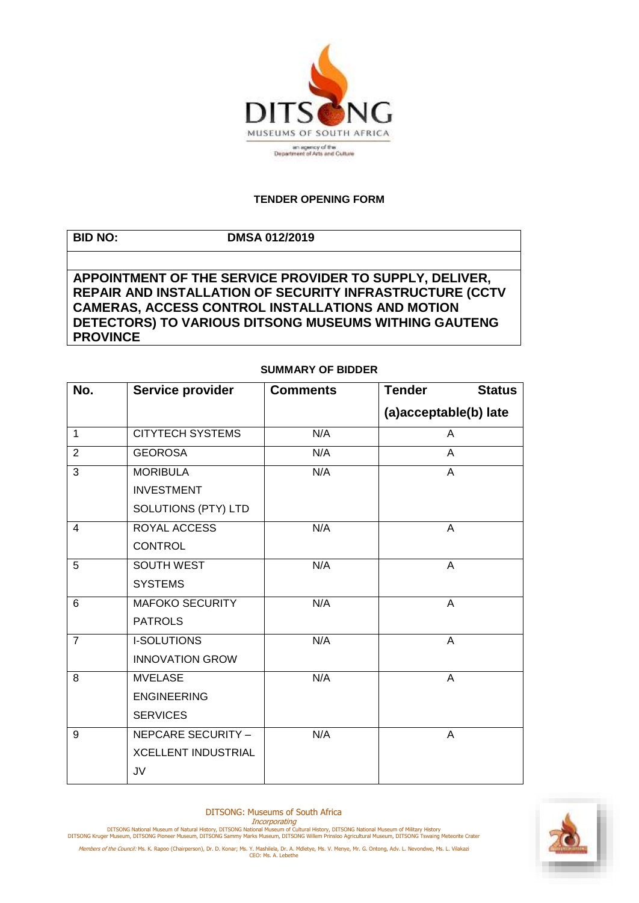**TENDER OPENING FORM**

| BID NO: | DMSA 012/2019 |
|---|---|

**APPOINTMENT OF THE SERVICE PROVIDER TO SUPPLY, DELIVER, REPAIR AND INSTALLATION OF SECURITY INFRASTRUCTURE (CCTV CAMERAS, ACCESS CONTROL INSTALLATIONS AND MOTION DETECTORS) TO VARIOUS DITSONG MUSEUMS WITHING GAUTENG PROVINCE**

**SUMMARY OF BIDDER**

| No. | Service provider | Comments | Tender Status (a)acceptable(b) late |
|---|---|---|---|
| 1 | CITYTECH SYSTEMS | N/A | A |
| 2 | GEOROSA | N/A | A |
| 3 | MORIBULA INVESTMENT SOLUTIONS (PTY) LTD | N/A | A |
| 4 | ROYAL ACCESS CONTROL | N/A | A |
| 5 | SOUTH WEST SYSTEMS | N/A | A |
| 6 | MAFOKO SECURITY PATROLS | N/A | A |
| 7 | I-SOLUTIONS INNOVATION GROW | N/A | A |
| 8 | MVELASE ENGINEERING SERVICES | N/A | A |
| 9 | NEPCARE SECURITY – XCELLENT INDUSTRIAL JV | N/A | A |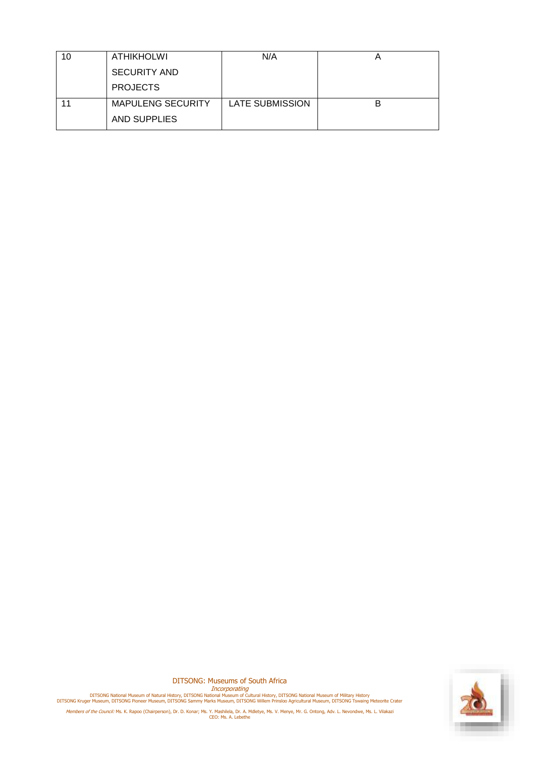| | | | |
|---|---|---|---|
| 10 | ATHIKHOLWI SECURITY AND PROJECTS | N/A | A |
| 11 | MAPULENG SECURITY AND SUPPLIES | LATE SUBMISSION | B |